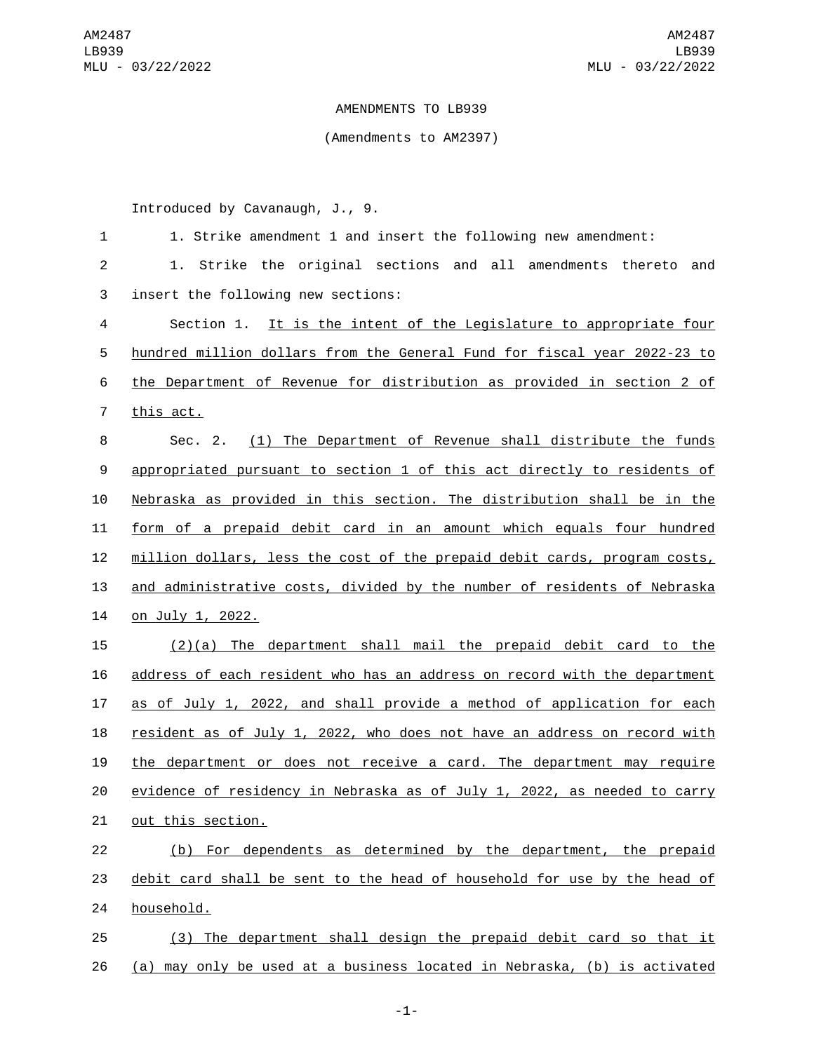AMENDMENTS TO LB939

(Amendments to AM2397)

Introduced by Cavanaugh, J., 9.

1. Strike amendment 1 and insert the following new amendment:

1. Strike the original sections and all amendments thereto and insert the following new sections:

Section 1. It is the intent of the Legislature to appropriate four hundred million dollars from the General Fund for fiscal year 2022-23 to the Department of Revenue for distribution as provided in section 2 of this act.

Sec. 2. (1) The Department of Revenue shall distribute the funds appropriated pursuant to section 1 of this act directly to residents of Nebraska as provided in this section. The distribution shall be in the form of a prepaid debit card in an amount which equals four hundred million dollars, less the cost of the prepaid debit cards, program costs, and administrative costs, divided by the number of residents of Nebraska on July 1, 2022.

(2)(a) The department shall mail the prepaid debit card to the address of each resident who has an address on record with the department as of July 1, 2022, and shall provide a method of application for each resident as of July 1, 2022, who does not have an address on record with the department or does not receive a card. The department may require evidence of residency in Nebraska as of July 1, 2022, as needed to carry out this section.

(b) For dependents as determined by the department, the prepaid debit card shall be sent to the head of household for use by the head of household.

(3) The department shall design the prepaid debit card so that it (a) may only be used at a business located in Nebraska, (b) is activated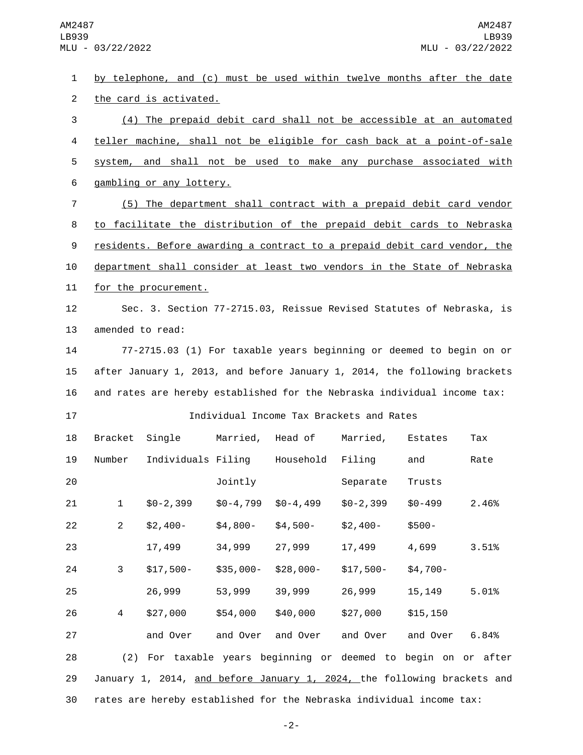by telephone, and (c) must be used within twelve months after the date the card is activated.

(4) The prepaid debit card shall not be accessible at an automated teller machine, shall not be eligible for cash back at a point-of-sale system, and shall not be used to make any purchase associated with gambling or any lottery.

(5) The department shall contract with a prepaid debit card vendor to facilitate the distribution of the prepaid debit cards to Nebraska residents. Before awarding a contract to a prepaid debit card vendor, the department shall consider at least two vendors in the State of Nebraska for the procurement.

Sec. 3. Section 77-2715.03, Reissue Revised Statutes of Nebraska, is amended to read:

77-2715.03 (1) For taxable years beginning or deemed to begin on or after January 1, 2013, and before January 1, 2014, the following brackets and rates are hereby established for the Nebraska individual income tax:

Individual Income Tax Brackets and Rates

| Bracket Number | Single Individuals | Married, Filing Jointly | Head of Household | Married, Filing Separate | Estates and Trusts | Tax Rate |
|---|---|---|---|---|---|---|
| 1 | $0-2,399 | $0-4,799 | $0-4,499 | $0-2,399 | $0-499 | 2.46% |
| 2 | $2,400-17,499 | $4,800-34,999 | $4,500-27,999 | $2,400-17,499 | $500-4,699 | 3.51% |
| 3 | $17,500-26,999 | $35,000-53,999 | $28,000-39,999 | $17,500-26,999 | $4,700-15,149 | 5.01% |
| 4 | $27,000 and Over | $54,000 and Over | $40,000 and Over | $27,000 and Over | $15,150 and Over | 6.84% |

(2) For taxable years beginning or deemed to begin on or after January 1, 2014, and before January 1, 2024, the following brackets and rates are hereby established for the Nebraska individual income tax: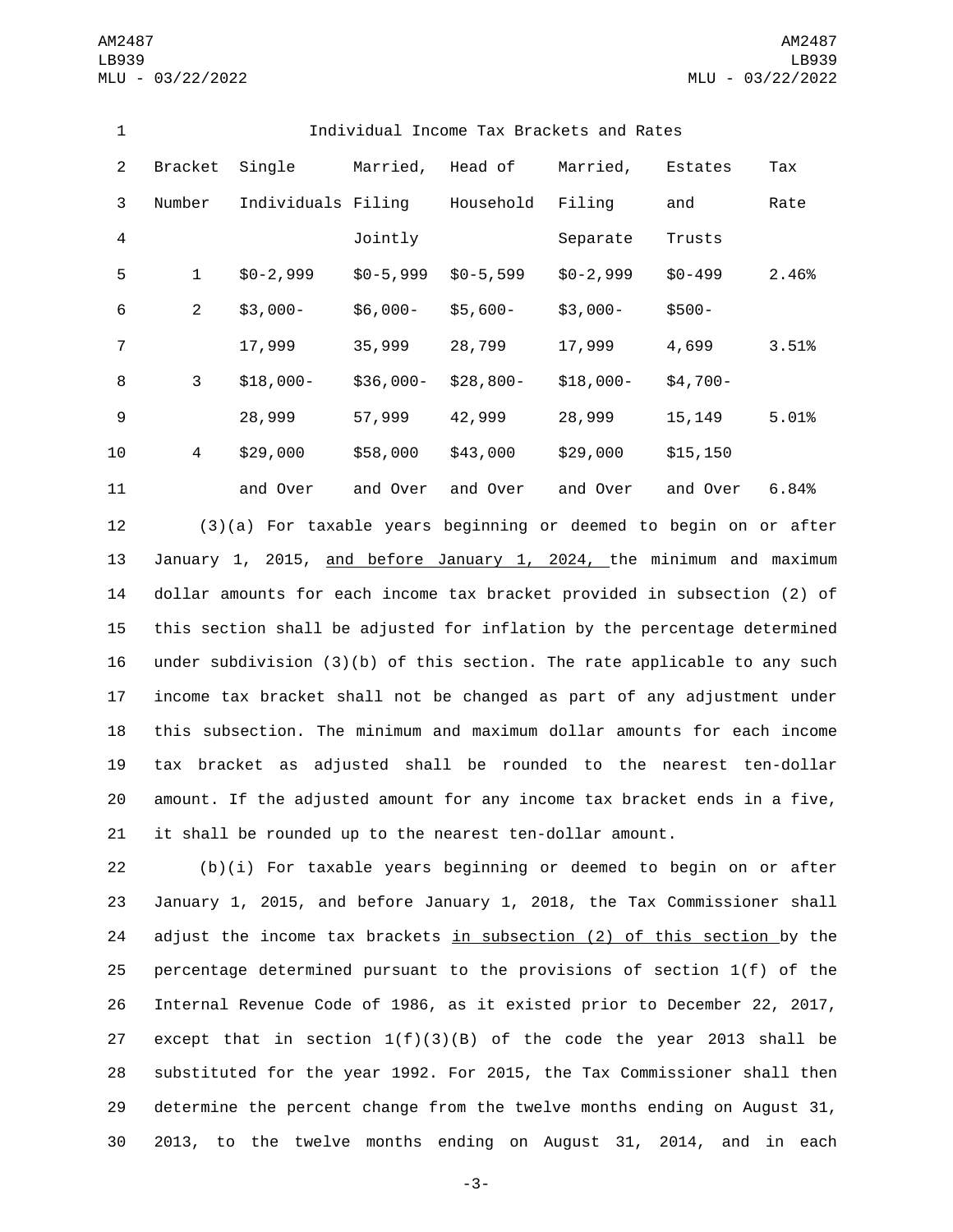Individual Income Tax Brackets and Rates

| Bracket Number | Single Individuals | Married, Filing Jointly | Head of Household | Married, Filing Separate | Estates and Trusts | Tax Rate |
|---|---|---|---|---|---|---|
| 1 | $0-2,999 | $0-5,999 | $0-5,599 | $0-2,999 | $0-499 | 2.46% |
| 2 | $3,000-17,999 | $6,000-35,999 | $5,600-28,799 | $3,000-17,999 | $500-4,699 | 3.51% |
| 3 | $18,000-28,999 | $36,000-57,999 | $28,800-42,999 | $18,000-28,999 | $4,700-15,149 | 5.01% |
| 4 | $29,000 and Over | $58,000 and Over | $43,000 and Over | $29,000 and Over | $15,150 and Over | 6.84% |

(3)(a) For taxable years beginning or deemed to begin on or after January 1, 2015, and before January 1, 2024, the minimum and maximum dollar amounts for each income tax bracket provided in subsection (2) of this section shall be adjusted for inflation by the percentage determined under subdivision (3)(b) of this section. The rate applicable to any such income tax bracket shall not be changed as part of any adjustment under this subsection. The minimum and maximum dollar amounts for each income tax bracket as adjusted shall be rounded to the nearest ten-dollar amount. If the adjusted amount for any income tax bracket ends in a five, it shall be rounded up to the nearest ten-dollar amount.

(b)(i) For taxable years beginning or deemed to begin on or after January 1, 2015, and before January 1, 2018, the Tax Commissioner shall adjust the income tax brackets in subsection (2) of this section by the percentage determined pursuant to the provisions of section 1(f) of the Internal Revenue Code of 1986, as it existed prior to December 22, 2017, except that in section 1(f)(3)(B) of the code the year 2013 shall be substituted for the year 1992. For 2015, the Tax Commissioner shall then determine the percent change from the twelve months ending on August 31, 2013, to the twelve months ending on August 31, 2014, and in each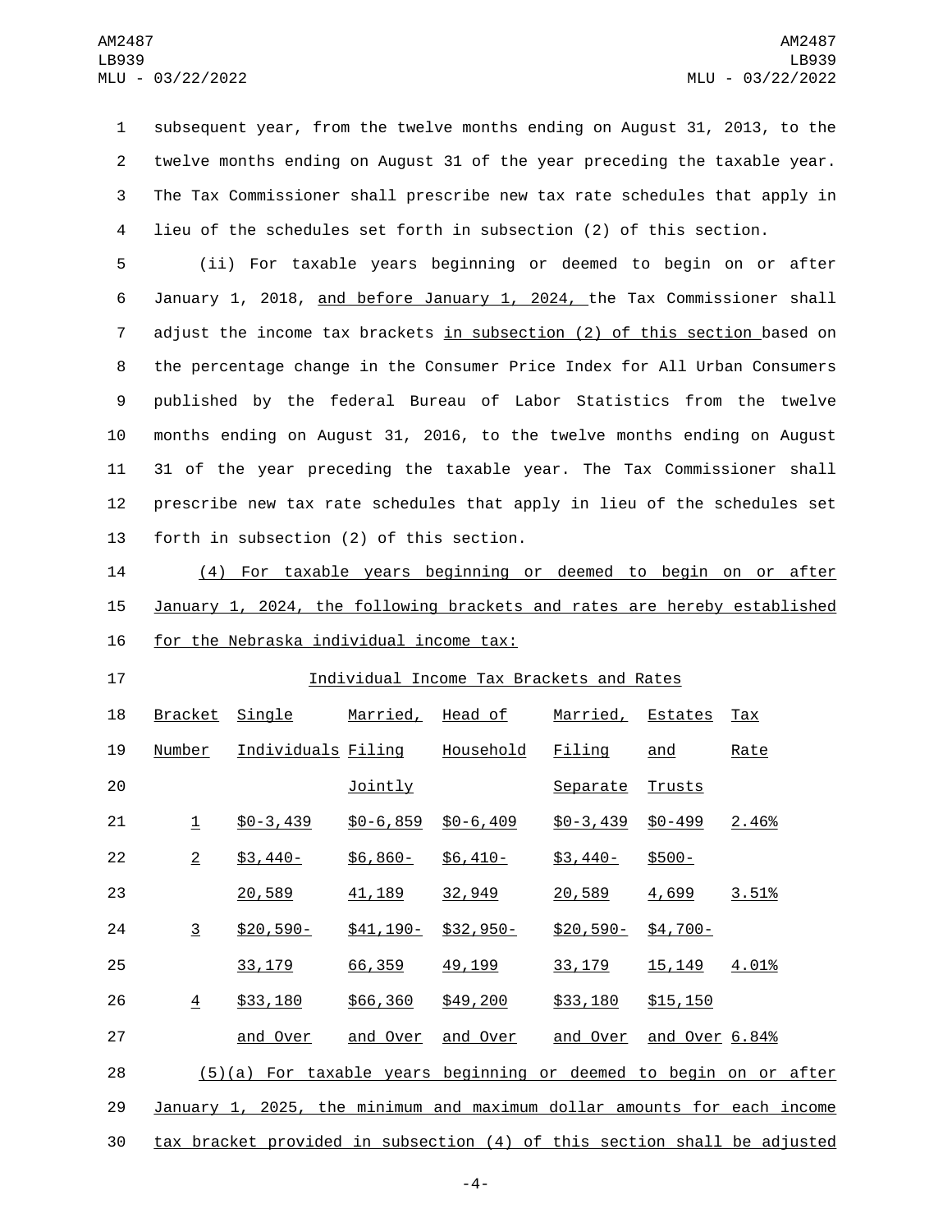subsequent year, from the twelve months ending on August 31, 2013, to the twelve months ending on August 31 of the year preceding the taxable year. The Tax Commissioner shall prescribe new tax rate schedules that apply in lieu of the schedules set forth in subsection (2) of this section.

(ii) For taxable years beginning or deemed to begin on or after January 1, 2018, and before January 1, 2024, the Tax Commissioner shall adjust the income tax brackets in subsection (2) of this section based on the percentage change in the Consumer Price Index for All Urban Consumers published by the federal Bureau of Labor Statistics from the twelve months ending on August 31, 2016, to the twelve months ending on August 31 of the year preceding the taxable year. The Tax Commissioner shall prescribe new tax rate schedules that apply in lieu of the schedules set forth in subsection (2) of this section.

(4) For taxable years beginning or deemed to begin on or after January 1, 2024, the following brackets and rates are hereby established for the Nebraska individual income tax:

Individual Income Tax Brackets and Rates

| Bracket Number | Single Individuals | Married, Filing Jointly | Head of Household | Married, Filing Separate | Estates and Trusts | Tax Rate |
|---|---|---|---|---|---|---|
| 1 | $0-3,439 | $0-6,859 | $0-6,409 | $0-3,439 | $0-499 | 2.46% |
| 2 | $3,440-20,589 | $6,860-41,189 | $6,410-32,949 | $3,440-20,589 | $500-4,699 | 3.51% |
| 3 | $20,590-33,179 | $41,190-66,359 | $32,950-49,199 | $20,590-33,179 | $4,700-15,149 | 4.01% |
| 4 | $33,180 and Over | $66,360 and Over | $49,200 and Over | $33,180 and Over | $15,150 and Over | 6.84% |

(5)(a) For taxable years beginning or deemed to begin on or after January 1, 2025, the minimum and maximum dollar amounts for each income tax bracket provided in subsection (4) of this section shall be adjusted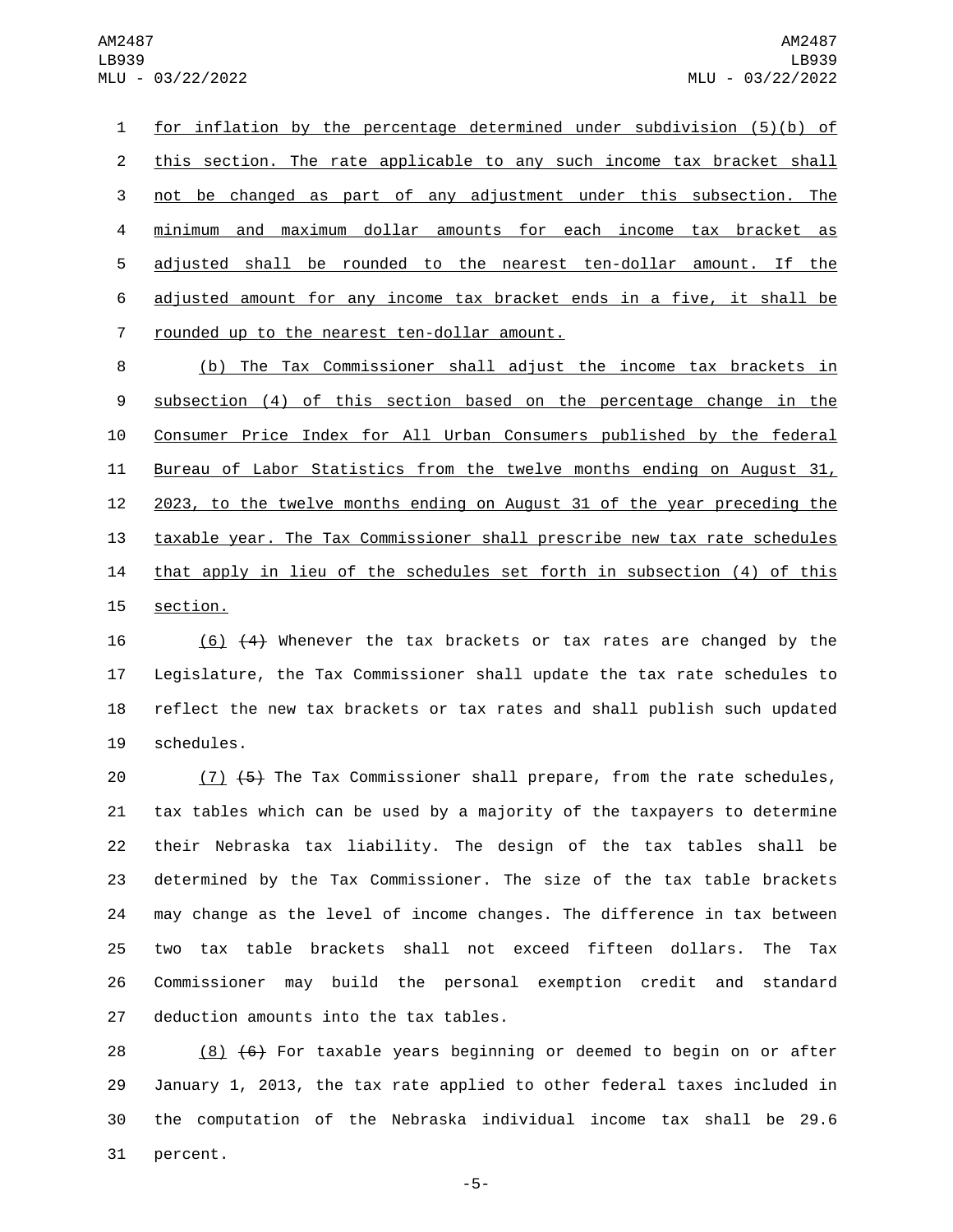for inflation by the percentage determined under subdivision (5)(b) of this section. The rate applicable to any such income tax bracket shall not be changed as part of any adjustment under this subsection. The minimum and maximum dollar amounts for each income tax bracket as adjusted shall be rounded to the nearest ten-dollar amount. If the adjusted amount for any income tax bracket ends in a five, it shall be rounded up to the nearest ten-dollar amount.

(b) The Tax Commissioner shall adjust the income tax brackets in subsection (4) of this section based on the percentage change in the Consumer Price Index for All Urban Consumers published by the federal Bureau of Labor Statistics from the twelve months ending on August 31, 2023, to the twelve months ending on August 31 of the year preceding the taxable year. The Tax Commissioner shall prescribe new tax rate schedules that apply in lieu of the schedules set forth in subsection (4) of this section.

(6) ~~(4)~~ Whenever the tax brackets or tax rates are changed by the Legislature, the Tax Commissioner shall update the tax rate schedules to reflect the new tax brackets or tax rates and shall publish such updated schedules.

(7) ~~(5)~~ The Tax Commissioner shall prepare, from the rate schedules, tax tables which can be used by a majority of the taxpayers to determine their Nebraska tax liability. The design of the tax tables shall be determined by the Tax Commissioner. The size of the tax table brackets may change as the level of income changes. The difference in tax between two tax table brackets shall not exceed fifteen dollars. The Tax Commissioner may build the personal exemption credit and standard deduction amounts into the tax tables.

(8) ~~(6)~~ For taxable years beginning or deemed to begin on or after January 1, 2013, the tax rate applied to other federal taxes included in the computation of the Nebraska individual income tax shall be 29.6 percent.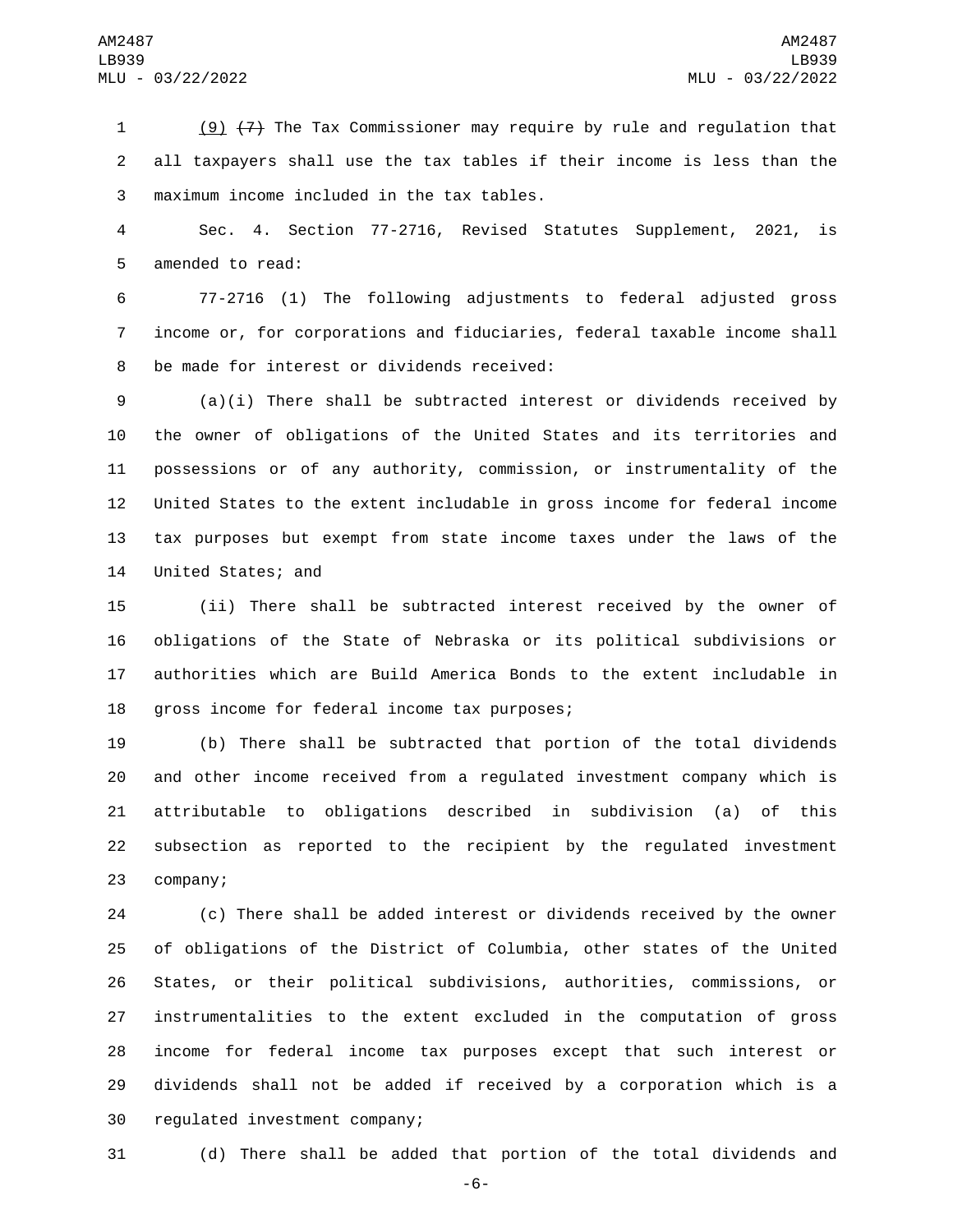(9) ~~(7)~~ The Tax Commissioner may require by rule and regulation that all taxpayers shall use the tax tables if their income is less than the maximum income included in the tax tables.

Sec. 4. Section 77-2716, Revised Statutes Supplement, 2021, is amended to read:

77-2716 (1) The following adjustments to federal adjusted gross income or, for corporations and fiduciaries, federal taxable income shall be made for interest or dividends received:

(a)(i) There shall be subtracted interest or dividends received by the owner of obligations of the United States and its territories and possessions or of any authority, commission, or instrumentality of the United States to the extent includable in gross income for federal income tax purposes but exempt from state income taxes under the laws of the United States; and

(ii) There shall be subtracted interest received by the owner of obligations of the State of Nebraska or its political subdivisions or authorities which are Build America Bonds to the extent includable in gross income for federal income tax purposes;

(b) There shall be subtracted that portion of the total dividends and other income received from a regulated investment company which is attributable to obligations described in subdivision (a) of this subsection as reported to the recipient by the regulated investment company;

(c) There shall be added interest or dividends received by the owner of obligations of the District of Columbia, other states of the United States, or their political subdivisions, authorities, commissions, or instrumentalities to the extent excluded in the computation of gross income for federal income tax purposes except that such interest or dividends shall not be added if received by a corporation which is a regulated investment company;

(d) There shall be added that portion of the total dividends and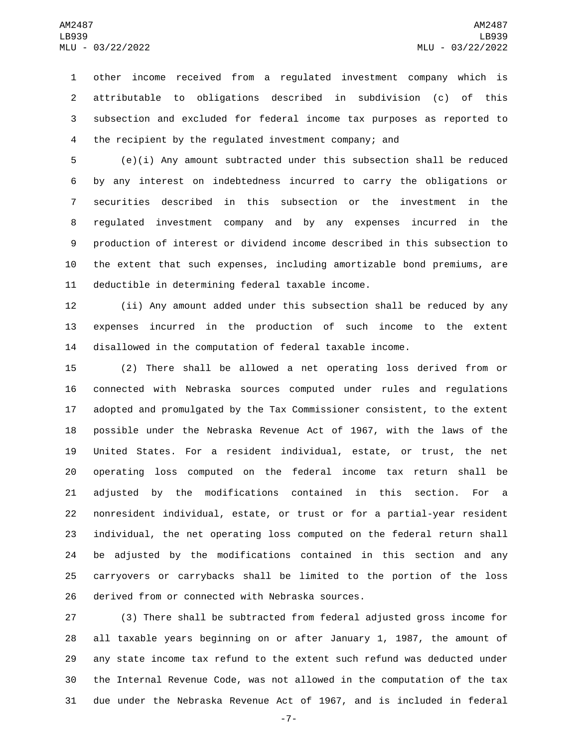other income received from a regulated investment company which is attributable to obligations described in subdivision (c) of this subsection and excluded for federal income tax purposes as reported to the recipient by the regulated investment company; and

(e)(i) Any amount subtracted under this subsection shall be reduced by any interest on indebtedness incurred to carry the obligations or securities described in this subsection or the investment in the regulated investment company and by any expenses incurred in the production of interest or dividend income described in this subsection to the extent that such expenses, including amortizable bond premiums, are deductible in determining federal taxable income.

(ii) Any amount added under this subsection shall be reduced by any expenses incurred in the production of such income to the extent disallowed in the computation of federal taxable income.

(2) There shall be allowed a net operating loss derived from or connected with Nebraska sources computed under rules and regulations adopted and promulgated by the Tax Commissioner consistent, to the extent possible under the Nebraska Revenue Act of 1967, with the laws of the United States. For a resident individual, estate, or trust, the net operating loss computed on the federal income tax return shall be adjusted by the modifications contained in this section. For a nonresident individual, estate, or trust or for a partial-year resident individual, the net operating loss computed on the federal return shall be adjusted by the modifications contained in this section and any carryovers or carrybacks shall be limited to the portion of the loss derived from or connected with Nebraska sources.

(3) There shall be subtracted from federal adjusted gross income for all taxable years beginning on or after January 1, 1987, the amount of any state income tax refund to the extent such refund was deducted under the Internal Revenue Code, was not allowed in the computation of the tax due under the Nebraska Revenue Act of 1967, and is included in federal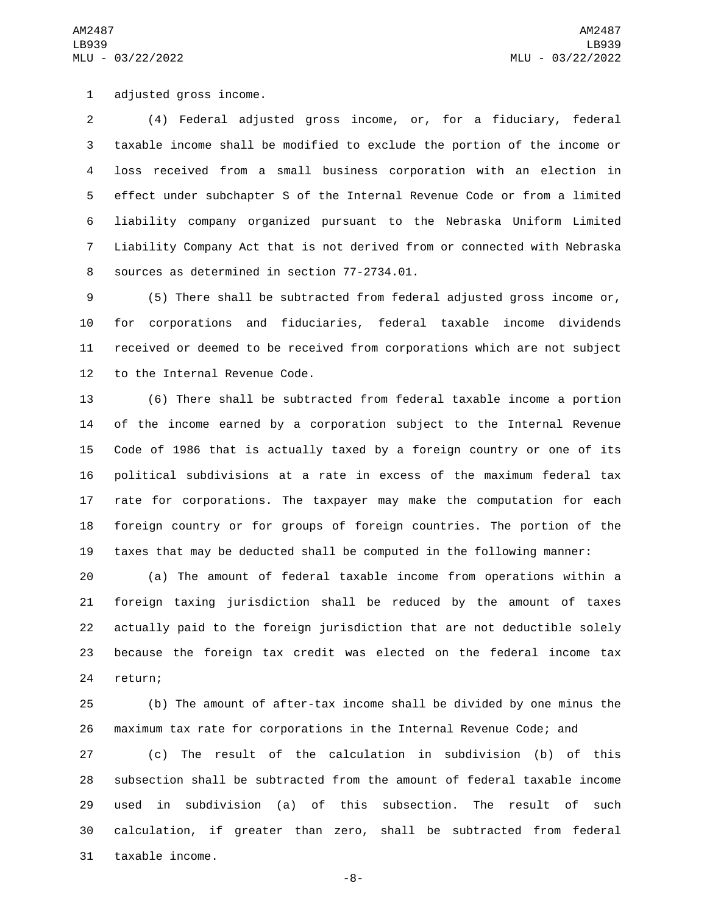adjusted gross income.

(4) Federal adjusted gross income, or, for a fiduciary, federal taxable income shall be modified to exclude the portion of the income or loss received from a small business corporation with an election in effect under subchapter S of the Internal Revenue Code or from a limited liability company organized pursuant to the Nebraska Uniform Limited Liability Company Act that is not derived from or connected with Nebraska sources as determined in section 77-2734.01.

(5) There shall be subtracted from federal adjusted gross income or, for corporations and fiduciaries, federal taxable income dividends received or deemed to be received from corporations which are not subject to the Internal Revenue Code.

(6) There shall be subtracted from federal taxable income a portion of the income earned by a corporation subject to the Internal Revenue Code of 1986 that is actually taxed by a foreign country or one of its political subdivisions at a rate in excess of the maximum federal tax rate for corporations. The taxpayer may make the computation for each foreign country or for groups of foreign countries. The portion of the taxes that may be deducted shall be computed in the following manner:

(a) The amount of federal taxable income from operations within a foreign taxing jurisdiction shall be reduced by the amount of taxes actually paid to the foreign jurisdiction that are not deductible solely because the foreign tax credit was elected on the federal income tax return;

(b) The amount of after-tax income shall be divided by one minus the maximum tax rate for corporations in the Internal Revenue Code; and

(c) The result of the calculation in subdivision (b) of this subsection shall be subtracted from the amount of federal taxable income used in subdivision (a) of this subsection. The result of such calculation, if greater than zero, shall be subtracted from federal taxable income.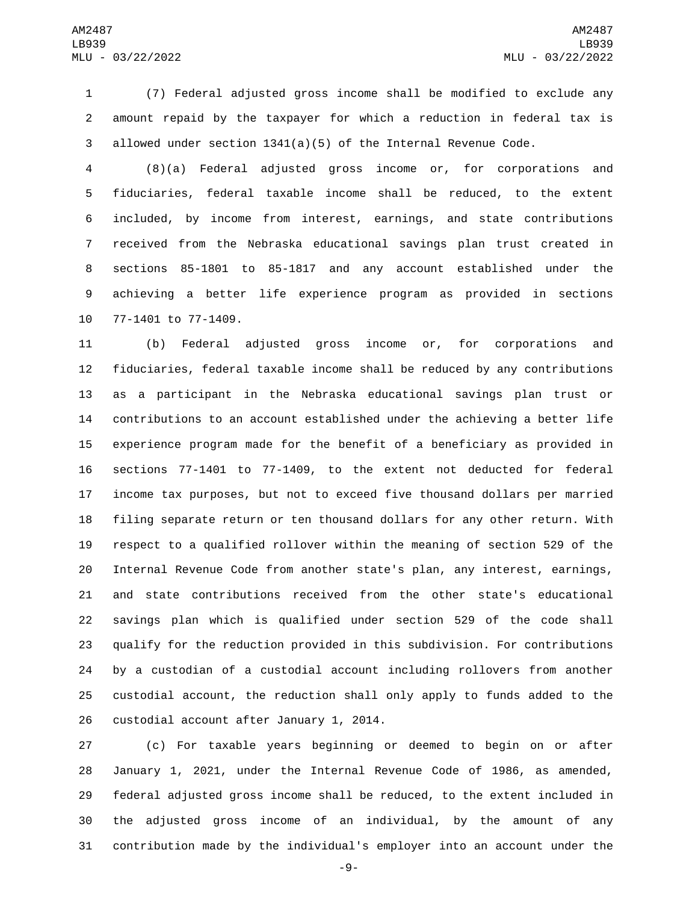(7) Federal adjusted gross income shall be modified to exclude any amount repaid by the taxpayer for which a reduction in federal tax is allowed under section 1341(a)(5) of the Internal Revenue Code.

(8)(a) Federal adjusted gross income or, for corporations and fiduciaries, federal taxable income shall be reduced, to the extent included, by income from interest, earnings, and state contributions received from the Nebraska educational savings plan trust created in sections 85-1801 to 85-1817 and any account established under the achieving a better life experience program as provided in sections 77-1401 to 77-1409.

(b) Federal adjusted gross income or, for corporations and fiduciaries, federal taxable income shall be reduced by any contributions as a participant in the Nebraska educational savings plan trust or contributions to an account established under the achieving a better life experience program made for the benefit of a beneficiary as provided in sections 77-1401 to 77-1409, to the extent not deducted for federal income tax purposes, but not to exceed five thousand dollars per married filing separate return or ten thousand dollars for any other return. With respect to a qualified rollover within the meaning of section 529 of the Internal Revenue Code from another state's plan, any interest, earnings, and state contributions received from the other state's educational savings plan which is qualified under section 529 of the code shall qualify for the reduction provided in this subdivision. For contributions by a custodian of a custodial account including rollovers from another custodial account, the reduction shall only apply to funds added to the custodial account after January 1, 2014.

(c) For taxable years beginning or deemed to begin on or after January 1, 2021, under the Internal Revenue Code of 1986, as amended, federal adjusted gross income shall be reduced, to the extent included in the adjusted gross income of an individual, by the amount of any contribution made by the individual's employer into an account under the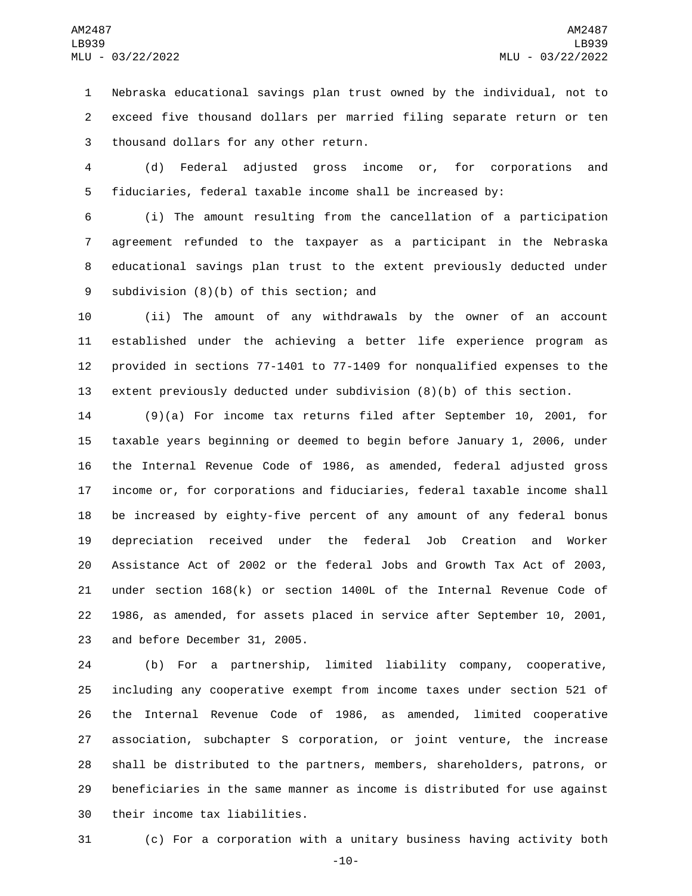Nebraska educational savings plan trust owned by the individual, not to exceed five thousand dollars per married filing separate return or ten thousand dollars for any other return.

(d) Federal adjusted gross income or, for corporations and fiduciaries, federal taxable income shall be increased by:

(i) The amount resulting from the cancellation of a participation agreement refunded to the taxpayer as a participant in the Nebraska educational savings plan trust to the extent previously deducted under subdivision (8)(b) of this section; and

(ii) The amount of any withdrawals by the owner of an account established under the achieving a better life experience program as provided in sections 77-1401 to 77-1409 for nonqualified expenses to the extent previously deducted under subdivision (8)(b) of this section.

(9)(a) For income tax returns filed after September 10, 2001, for taxable years beginning or deemed to begin before January 1, 2006, under the Internal Revenue Code of 1986, as amended, federal adjusted gross income or, for corporations and fiduciaries, federal taxable income shall be increased by eighty-five percent of any amount of any federal bonus depreciation received under the federal Job Creation and Worker Assistance Act of 2002 or the federal Jobs and Growth Tax Act of 2003, under section 168(k) or section 1400L of the Internal Revenue Code of 1986, as amended, for assets placed in service after September 10, 2001, and before December 31, 2005.

(b) For a partnership, limited liability company, cooperative, including any cooperative exempt from income taxes under section 521 of the Internal Revenue Code of 1986, as amended, limited cooperative association, subchapter S corporation, or joint venture, the increase shall be distributed to the partners, members, shareholders, patrons, or beneficiaries in the same manner as income is distributed for use against their income tax liabilities.

(c) For a corporation with a unitary business having activity both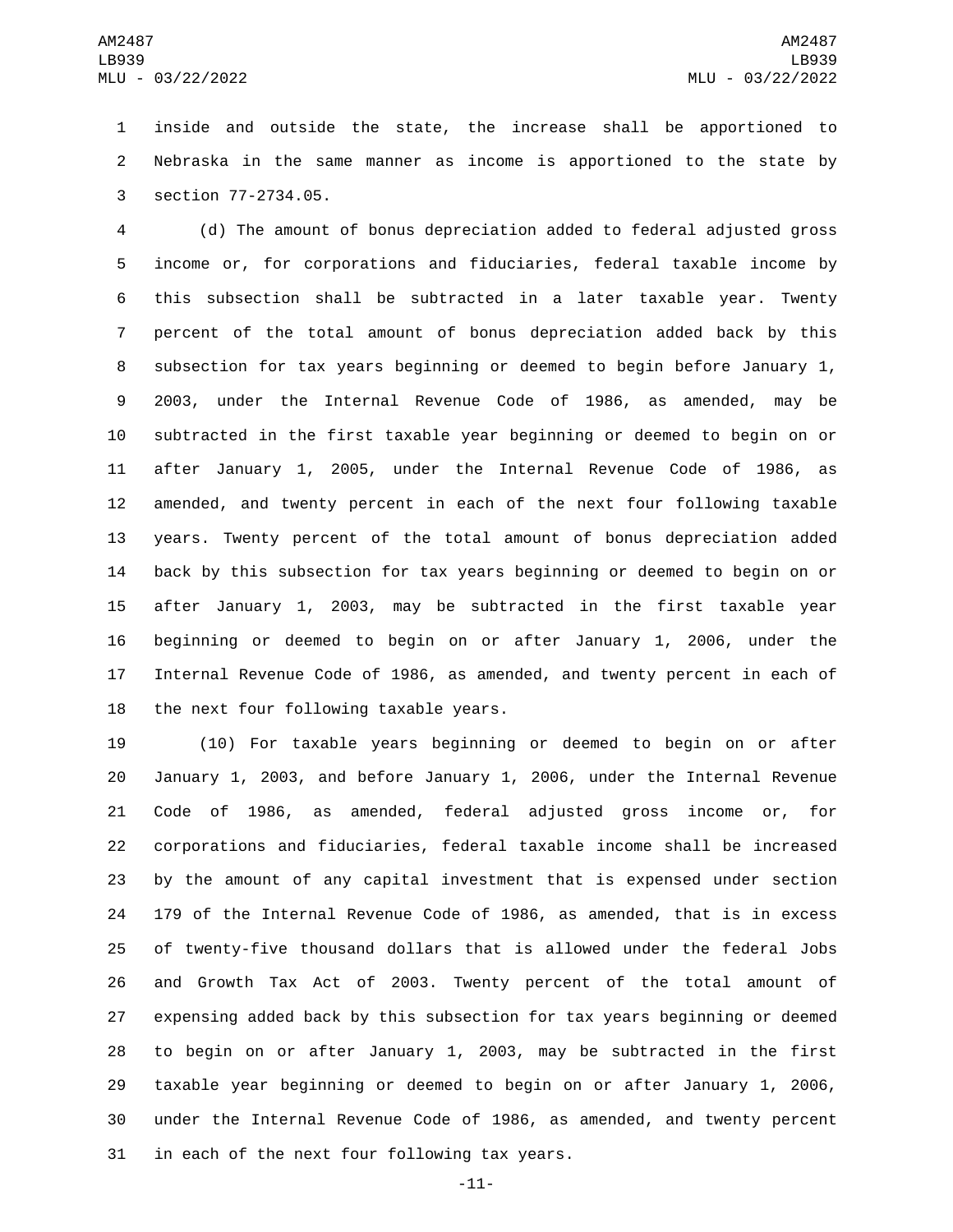inside and outside the state, the increase shall be apportioned to Nebraska in the same manner as income is apportioned to the state by section 77-2734.05.

(d) The amount of bonus depreciation added to federal adjusted gross income or, for corporations and fiduciaries, federal taxable income by this subsection shall be subtracted in a later taxable year. Twenty percent of the total amount of bonus depreciation added back by this subsection for tax years beginning or deemed to begin before January 1, 2003, under the Internal Revenue Code of 1986, as amended, may be subtracted in the first taxable year beginning or deemed to begin on or after January 1, 2005, under the Internal Revenue Code of 1986, as amended, and twenty percent in each of the next four following taxable years. Twenty percent of the total amount of bonus depreciation added back by this subsection for tax years beginning or deemed to begin on or after January 1, 2003, may be subtracted in the first taxable year beginning or deemed to begin on or after January 1, 2006, under the Internal Revenue Code of 1986, as amended, and twenty percent in each of the next four following taxable years.

(10) For taxable years beginning or deemed to begin on or after January 1, 2003, and before January 1, 2006, under the Internal Revenue Code of 1986, as amended, federal adjusted gross income or, for corporations and fiduciaries, federal taxable income shall be increased by the amount of any capital investment that is expensed under section 179 of the Internal Revenue Code of 1986, as amended, that is in excess of twenty-five thousand dollars that is allowed under the federal Jobs and Growth Tax Act of 2003. Twenty percent of the total amount of expensing added back by this subsection for tax years beginning or deemed to begin on or after January 1, 2003, may be subtracted in the first taxable year beginning or deemed to begin on or after January 1, 2006, under the Internal Revenue Code of 1986, as amended, and twenty percent in each of the next four following tax years.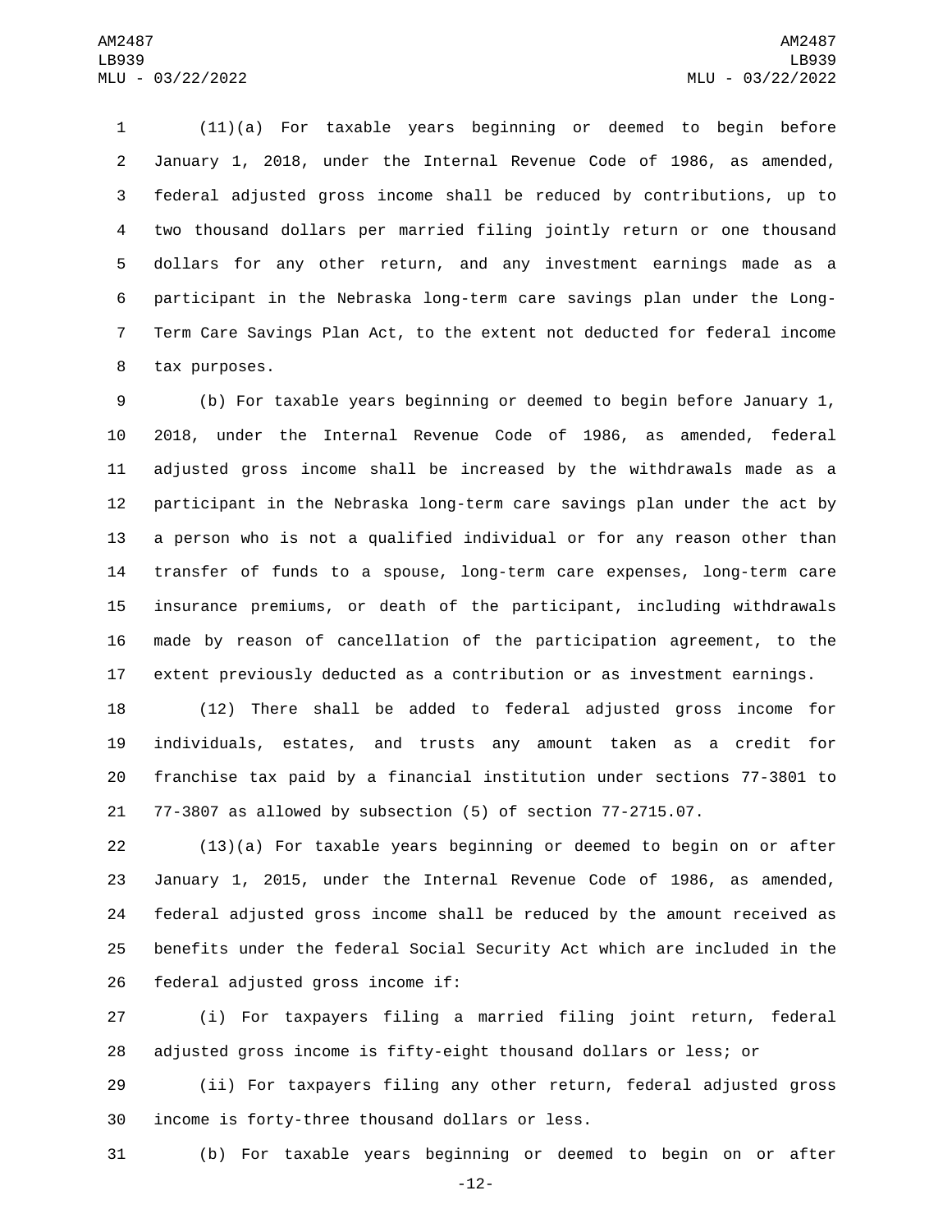(11)(a) For taxable years beginning or deemed to begin before January 1, 2018, under the Internal Revenue Code of 1986, as amended, federal adjusted gross income shall be reduced by contributions, up to two thousand dollars per married filing jointly return or one thousand dollars for any other return, and any investment earnings made as a participant in the Nebraska long-term care savings plan under the Long-Term Care Savings Plan Act, to the extent not deducted for federal income tax purposes.

(b) For taxable years beginning or deemed to begin before January 1, 2018, under the Internal Revenue Code of 1986, as amended, federal adjusted gross income shall be increased by the withdrawals made as a participant in the Nebraska long-term care savings plan under the act by a person who is not a qualified individual or for any reason other than transfer of funds to a spouse, long-term care expenses, long-term care insurance premiums, or death of the participant, including withdrawals made by reason of cancellation of the participation agreement, to the extent previously deducted as a contribution or as investment earnings.

(12) There shall be added to federal adjusted gross income for individuals, estates, and trusts any amount taken as a credit for franchise tax paid by a financial institution under sections 77-3801 to 77-3807 as allowed by subsection (5) of section 77-2715.07.

(13)(a) For taxable years beginning or deemed to begin on or after January 1, 2015, under the Internal Revenue Code of 1986, as amended, federal adjusted gross income shall be reduced by the amount received as benefits under the federal Social Security Act which are included in the federal adjusted gross income if:

(i) For taxpayers filing a married filing joint return, federal adjusted gross income is fifty-eight thousand dollars or less; or

(ii) For taxpayers filing any other return, federal adjusted gross income is forty-three thousand dollars or less.

(b) For taxable years beginning or deemed to begin on or after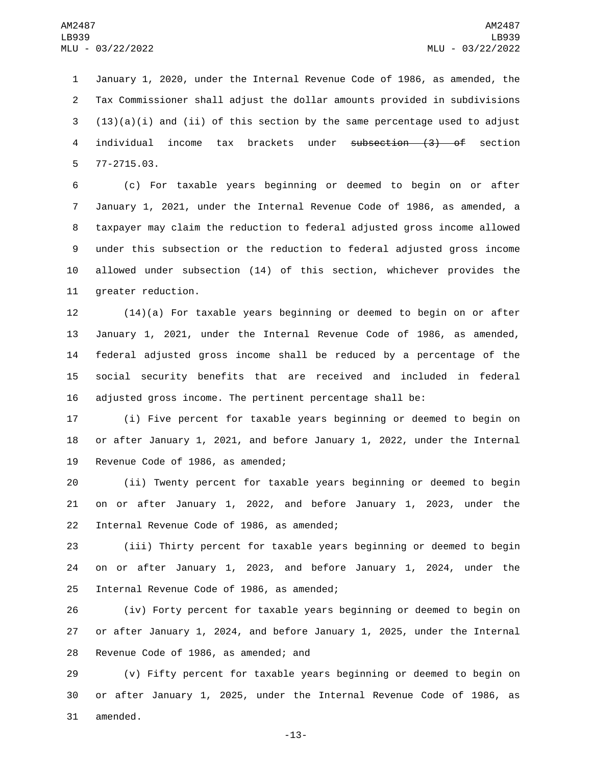January 1, 2020, under the Internal Revenue Code of 1986, as amended, the Tax Commissioner shall adjust the dollar amounts provided in subdivisions (13)(a)(i) and (ii) of this section by the same percentage used to adjust individual income tax brackets under ~~subsection (3) of~~ section 77-2715.03.

(c) For taxable years beginning or deemed to begin on or after January 1, 2021, under the Internal Revenue Code of 1986, as amended, a taxpayer may claim the reduction to federal adjusted gross income allowed under this subsection or the reduction to federal adjusted gross income allowed under subsection (14) of this section, whichever provides the greater reduction.

(14)(a) For taxable years beginning or deemed to begin on or after January 1, 2021, under the Internal Revenue Code of 1986, as amended, federal adjusted gross income shall be reduced by a percentage of the social security benefits that are received and included in federal adjusted gross income. The pertinent percentage shall be:

(i) Five percent for taxable years beginning or deemed to begin on or after January 1, 2021, and before January 1, 2022, under the Internal Revenue Code of 1986, as amended;

(ii) Twenty percent for taxable years beginning or deemed to begin on or after January 1, 2022, and before January 1, 2023, under the Internal Revenue Code of 1986, as amended;

(iii) Thirty percent for taxable years beginning or deemed to begin on or after January 1, 2023, and before January 1, 2024, under the Internal Revenue Code of 1986, as amended;

(iv) Forty percent for taxable years beginning or deemed to begin on or after January 1, 2024, and before January 1, 2025, under the Internal Revenue Code of 1986, as amended; and

(v) Fifty percent for taxable years beginning or deemed to begin on or after January 1, 2025, under the Internal Revenue Code of 1986, as amended.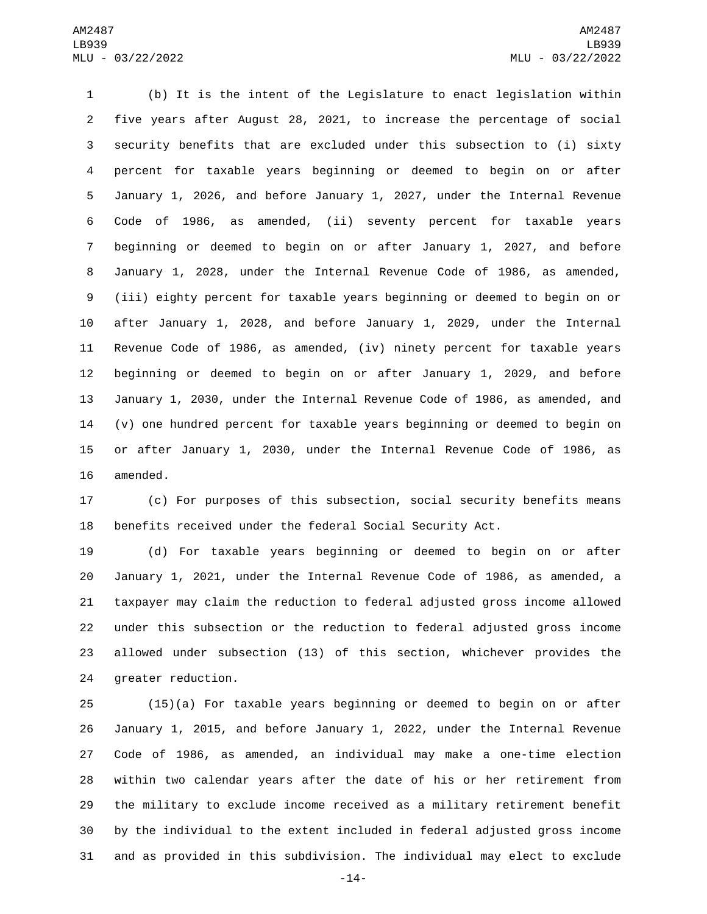(b) It is the intent of the Legislature to enact legislation within five years after August 28, 2021, to increase the percentage of social security benefits that are excluded under this subsection to (i) sixty percent for taxable years beginning or deemed to begin on or after January 1, 2026, and before January 1, 2027, under the Internal Revenue Code of 1986, as amended, (ii) seventy percent for taxable years beginning or deemed to begin on or after January 1, 2027, and before January 1, 2028, under the Internal Revenue Code of 1986, as amended, (iii) eighty percent for taxable years beginning or deemed to begin on or after January 1, 2028, and before January 1, 2029, under the Internal Revenue Code of 1986, as amended, (iv) ninety percent for taxable years beginning or deemed to begin on or after January 1, 2029, and before January 1, 2030, under the Internal Revenue Code of 1986, as amended, and (v) one hundred percent for taxable years beginning or deemed to begin on or after January 1, 2030, under the Internal Revenue Code of 1986, as amended.

(c) For purposes of this subsection, social security benefits means benefits received under the federal Social Security Act.

(d) For taxable years beginning or deemed to begin on or after January 1, 2021, under the Internal Revenue Code of 1986, as amended, a taxpayer may claim the reduction to federal adjusted gross income allowed under this subsection or the reduction to federal adjusted gross income allowed under subsection (13) of this section, whichever provides the greater reduction.

(15)(a) For taxable years beginning or deemed to begin on or after January 1, 2015, and before January 1, 2022, under the Internal Revenue Code of 1986, as amended, an individual may make a one-time election within two calendar years after the date of his or her retirement from the military to exclude income received as a military retirement benefit by the individual to the extent included in federal adjusted gross income and as provided in this subdivision. The individual may elect to exclude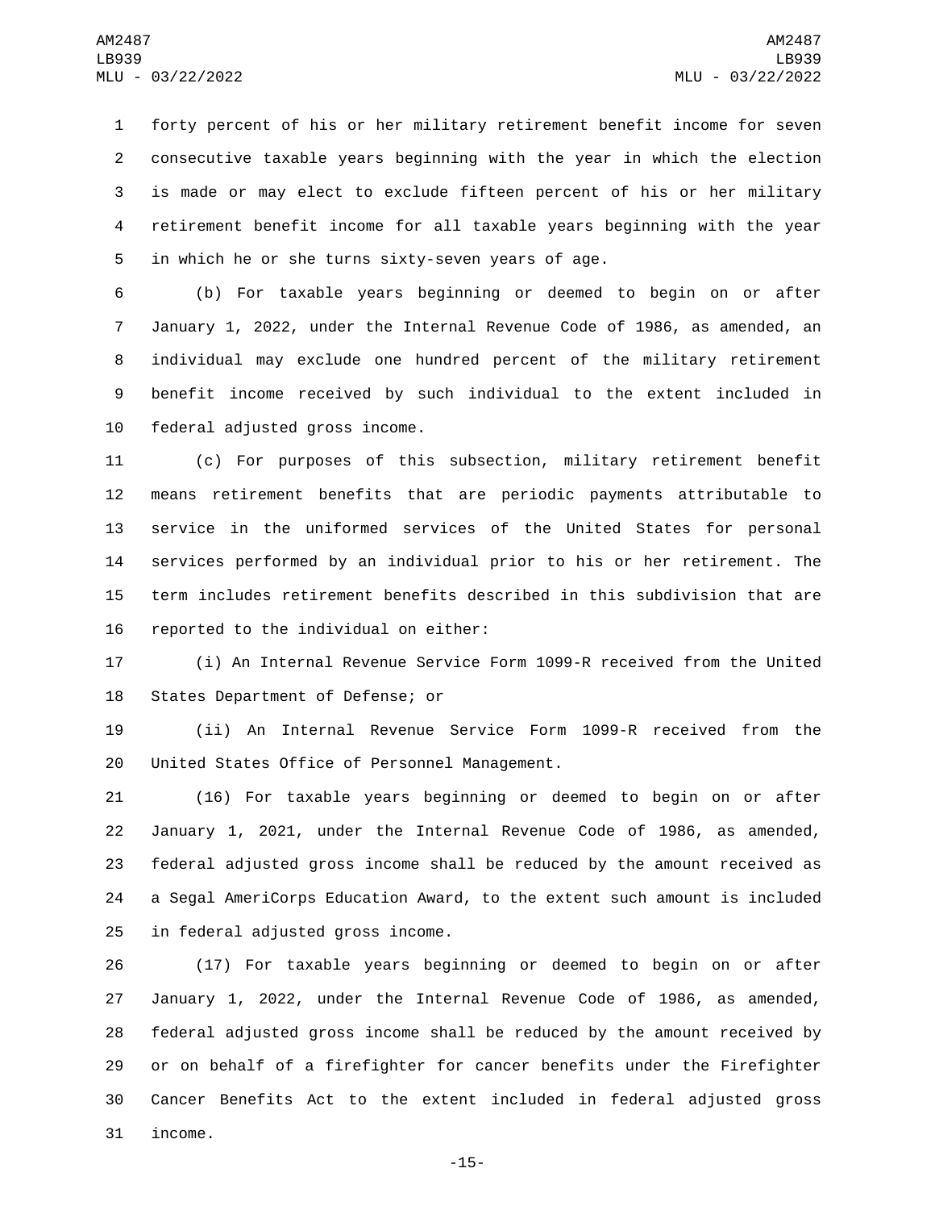forty percent of his or her military retirement benefit income for seven consecutive taxable years beginning with the year in which the election is made or may elect to exclude fifteen percent of his or her military retirement benefit income for all taxable years beginning with the year in which he or she turns sixty-seven years of age.

(b) For taxable years beginning or deemed to begin on or after January 1, 2022, under the Internal Revenue Code of 1986, as amended, an individual may exclude one hundred percent of the military retirement benefit income received by such individual to the extent included in federal adjusted gross income.

(c) For purposes of this subsection, military retirement benefit means retirement benefits that are periodic payments attributable to service in the uniformed services of the United States for personal services performed by an individual prior to his or her retirement. The term includes retirement benefits described in this subdivision that are reported to the individual on either:

(i) An Internal Revenue Service Form 1099-R received from the United States Department of Defense; or

(ii) An Internal Revenue Service Form 1099-R received from the United States Office of Personnel Management.

(16) For taxable years beginning or deemed to begin on or after January 1, 2021, under the Internal Revenue Code of 1986, as amended, federal adjusted gross income shall be reduced by the amount received as a Segal AmeriCorps Education Award, to the extent such amount is included in federal adjusted gross income.

(17) For taxable years beginning or deemed to begin on or after January 1, 2022, under the Internal Revenue Code of 1986, as amended, federal adjusted gross income shall be reduced by the amount received by or on behalf of a firefighter for cancer benefits under the Firefighter Cancer Benefits Act to the extent included in federal adjusted gross income.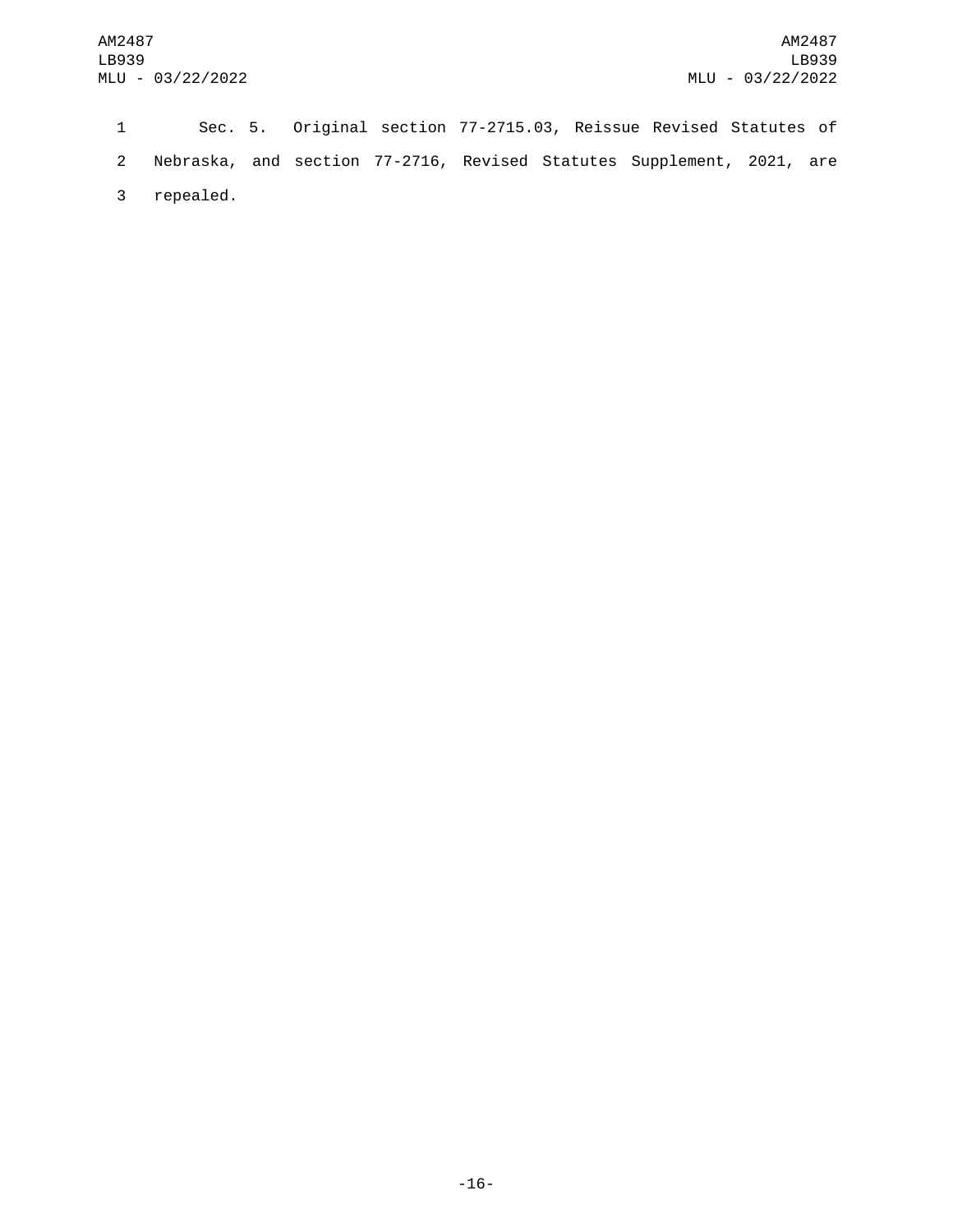Sec. 5. Original section 77-2715.03, Reissue Revised Statutes of Nebraska, and section 77-2716, Revised Statutes Supplement, 2021, are repealed.